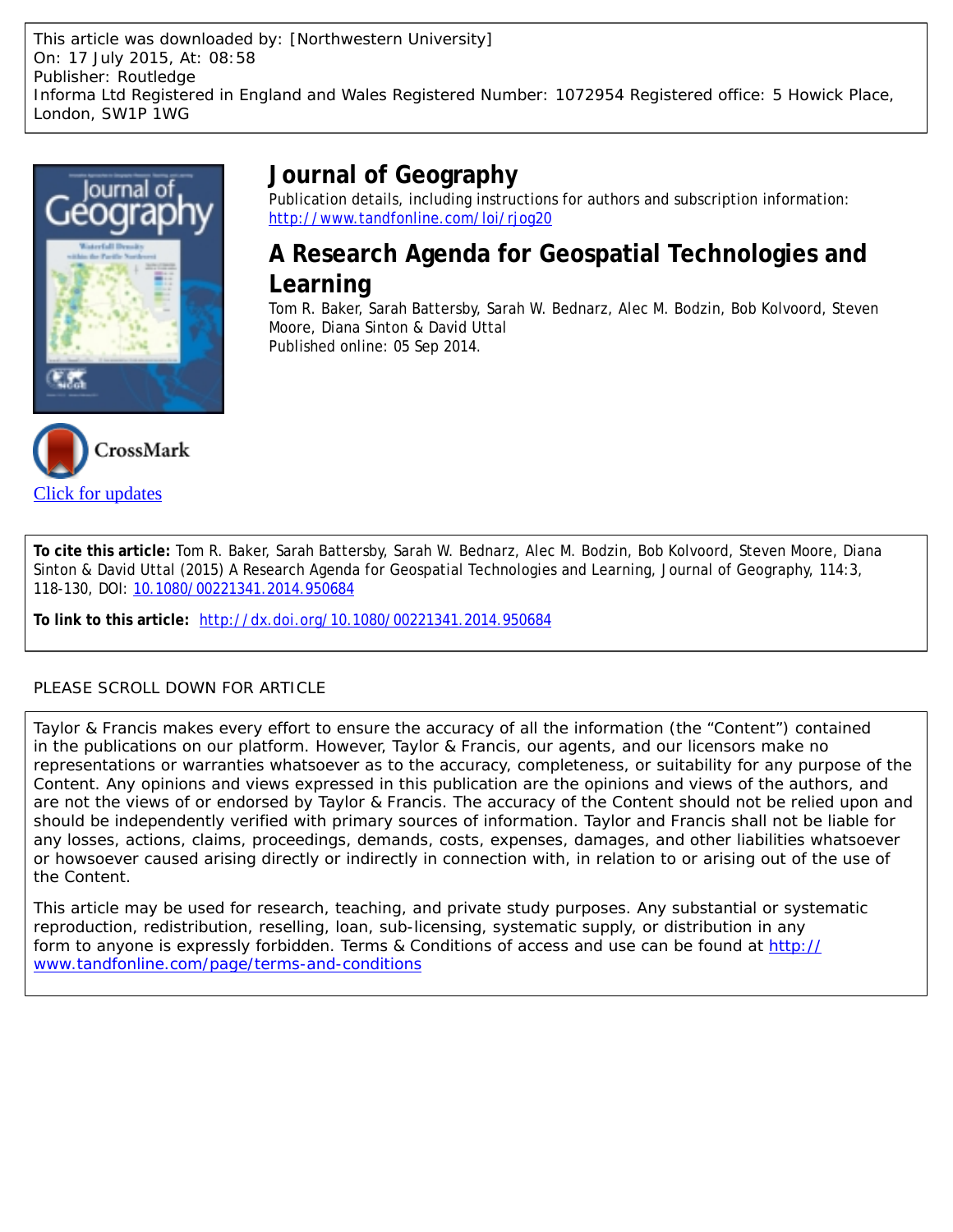This article was downloaded by: [Northwestern University]
On: 17 July 2015, At: 08:58
Publisher: Routledge
Informa Ltd Registered in England and Wales Registered Number: 1072954 Registered office: 5 Howick Place, London, SW1P 1WG

# Journal of Geography

Publication details, including instructions for authors and subscription information:
http://www.tandfonline.com/loi/rjog20

## A Research Agenda for Geospatial Technologies and Learning

Tom R. Baker, Sarah Battersby, Sarah W. Bednarz, Alec M. Bodzin, Bob Kolvoord, Steven Moore, Diana Sinton & David Uttal

Published online: 05 Sep 2014.

CrossMark

Click for updates

**To cite this article:** Tom R. Baker, Sarah Battersby, Sarah W. Bednarz, Alec M. Bodzin, Bob Kolvoord, Steven Moore, Diana Sinton & David Uttal (2015) A Research Agenda for Geospatial Technologies and Learning, Journal of Geography, 114:3, 118-130, DOI: 10.1080/00221341.2014.950684

**To link to this article:** http://dx.doi.org/10.1080/00221341.2014.950684

PLEASE SCROLL DOWN FOR ARTICLE

Taylor & Francis makes every effort to ensure the accuracy of all the information (the "Content") contained in the publications on our platform. However, Taylor & Francis, our agents, and our licensors make no representations or warranties whatsoever as to the accuracy, completeness, or suitability for any purpose of the Content. Any opinions and views expressed in this publication are the opinions and views of the authors, and are not the views of or endorsed by Taylor & Francis. The accuracy of the Content should not be relied upon and should be independently verified with primary sources of information. Taylor and Francis shall not be liable for any losses, actions, claims, proceedings, demands, costs, expenses, damages, and other liabilities whatsoever or howsoever caused arising directly or indirectly in connection with, in relation to or arising out of the use of the Content.

This article may be used for research, teaching, and private study purposes. Any substantial or systematic reproduction, redistribution, reselling, loan, sub-licensing, systematic supply, or distribution in any form to anyone is expressly forbidden. Terms & Conditions of access and use can be found at http://www.tandfonline.com/page/terms-and-conditions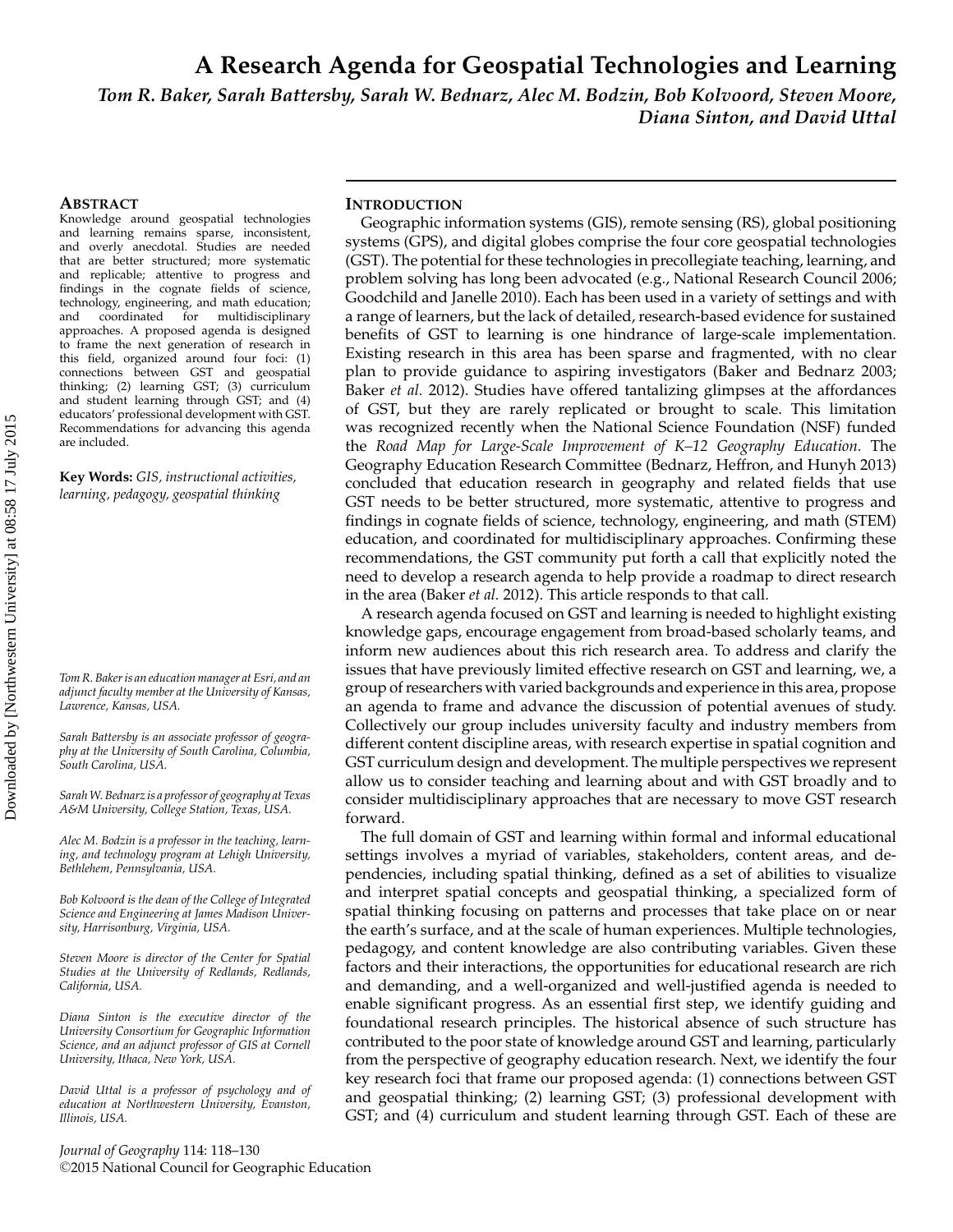# A Research Agenda for Geospatial Technologies and Learning

*Tom R. Baker, Sarah Battersby, Sarah W. Bednarz, Alec M. Bodzin, Bob Kolvoord, Steven Moore, Diana Sinton, and David Uttal*

## ABSTRACT

Knowledge around geospatial technologies and learning remains sparse, inconsistent, and overly anecdotal. Studies are needed that are better structured; more systematic and replicable; attentive to progress and findings in the cognate fields of science, technology, engineering, and math education; and coordinated for multidisciplinary approaches. A proposed agenda is designed to frame the next generation of research in this field, organized around four foci: (1) connections between GST and geospatial thinking; (2) learning GST; (3) curriculum and student learning through GST; and (4) educators' professional development with GST. Recommendations for advancing this agenda are included.

**Key Words:** *GIS, instructional activities, learning, pedagogy, geospatial thinking*

*Tom R. Baker is an education manager at Esri, and an adjunct faculty member at the University of Kansas, Lawrence, Kansas, USA.*

*Sarah Battersby is an associate professor of geography at the University of South Carolina, Columbia, South Carolina, USA.*

*Sarah W. Bednarz is a professor of geography at Texas A&M University, College Station, Texas, USA.*

*Alec M. Bodzin is a professor in the teaching, learning, and technology program at Lehigh University, Bethlehem, Pennsylvania, USA.*

*Bob Kolvoord is the dean of the College of Integrated Science and Engineering at James Madison University, Harrisonburg, Virginia, USA.*

*Steven Moore is director of the Center for Spatial Studies at the University of Redlands, Redlands, California, USA.*

*Diana Sinton is the executive director of the University Consortium for Geographic Information Science, and an adjunct professor of GIS at Cornell University, Ithaca, New York, USA.*

*David Uttal is a professor of psychology and of education at Northwestern University, Evanston, Illinois, USA.*

## INTRODUCTION

Geographic information systems (GIS), remote sensing (RS), global positioning systems (GPS), and digital globes comprise the four core geospatial technologies (GST). The potential for these technologies in precollegiate teaching, learning, and problem solving has long been advocated (e.g., National Research Council 2006; Goodchild and Janelle 2010). Each has been used in a variety of settings and with a range of learners, but the lack of detailed, research-based evidence for sustained benefits of GST to learning is one hindrance of large-scale implementation. Existing research in this area has been sparse and fragmented, with no clear plan to provide guidance to aspiring investigators (Baker and Bednarz 2003; Baker *et al.* 2012). Studies have offered tantalizing glimpses at the affordances of GST, but they are rarely replicated or brought to scale. This limitation was recognized recently when the National Science Foundation (NSF) funded the *Road Map for Large-Scale Improvement of K–12 Geography Education.* The Geography Education Research Committee (Bednarz, Heffron, and Hunyh 2013) concluded that education research in geography and related fields that use GST needs to be better structured, more systematic, attentive to progress and findings in cognate fields of science, technology, engineering, and math (STEM) education, and coordinated for multidisciplinary approaches. Confirming these recommendations, the GST community put forth a call that explicitly noted the need to develop a research agenda to help provide a roadmap to direct research in the area (Baker *et al.* 2012). This article responds to that call.

A research agenda focused on GST and learning is needed to highlight existing knowledge gaps, encourage engagement from broad-based scholarly teams, and inform new audiences about this rich research area. To address and clarify the issues that have previously limited effective research on GST and learning, we, a group of researchers with varied backgrounds and experience in this area, propose an agenda to frame and advance the discussion of potential avenues of study. Collectively our group includes university faculty and industry members from different content discipline areas, with research expertise in spatial cognition and GST curriculum design and development. The multiple perspectives we represent allow us to consider teaching and learning about and with GST broadly and to consider multidisciplinary approaches that are necessary to move GST research forward.

The full domain of GST and learning within formal and informal educational settings involves a myriad of variables, stakeholders, content areas, and dependencies, including spatial thinking, defined as a set of abilities to visualize and interpret spatial concepts and geospatial thinking, a specialized form of spatial thinking focusing on patterns and processes that take place on or near the earth's surface, and at the scale of human experiences. Multiple technologies, pedagogy, and content knowledge are also contributing variables. Given these factors and their interactions, the opportunities for educational research are rich and demanding, and a well-organized and well-justified agenda is needed to enable significant progress. As an essential first step, we identify guiding and foundational research principles. The historical absence of such structure has contributed to the poor state of knowledge around GST and learning, particularly from the perspective of geography education research. Next, we identify the four key research foci that frame our proposed agenda: (1) connections between GST and geospatial thinking; (2) learning GST; (3) professional development with GST; and (4) curriculum and student learning through GST. Each of these are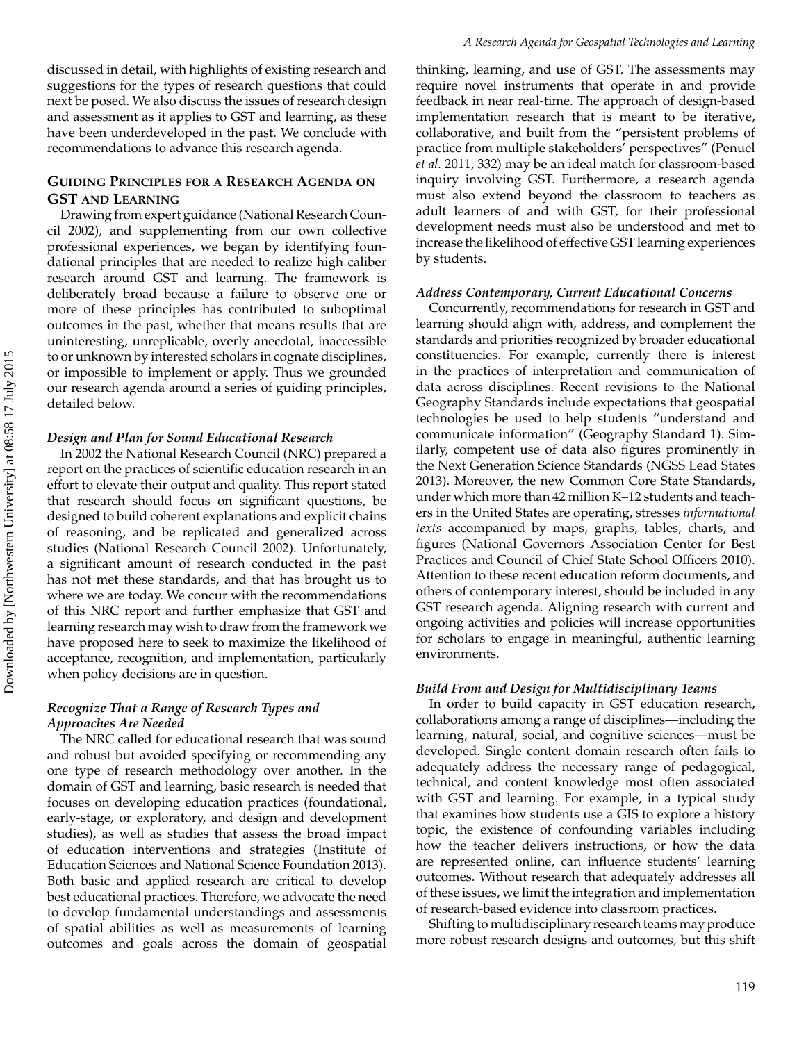discussed in detail, with highlights of existing research and suggestions for the types of research questions that could next be posed. We also discuss the issues of research design and assessment as it applies to GST and learning, as these have been underdeveloped in the past. We conclude with recommendations to advance this research agenda.

## Guiding Principles for a Research Agenda on GST and Learning

Drawing from expert guidance (National Research Council 2002), and supplementing from our own collective professional experiences, we began by identifying foundational principles that are needed to realize high caliber research around GST and learning. The framework is deliberately broad because a failure to observe one or more of these principles has contributed to suboptimal outcomes in the past, whether that means results that are uninteresting, unreplicable, overly anecdotal, inaccessible to or unknown by interested scholars in cognate disciplines, or impossible to implement or apply. Thus we grounded our research agenda around a series of guiding principles, detailed below.

### *Design and Plan for Sound Educational Research*

In 2002 the National Research Council (NRC) prepared a report on the practices of scientific education research in an effort to elevate their output and quality. This report stated that research should focus on significant questions, be designed to build coherent explanations and explicit chains of reasoning, and be replicated and generalized across studies (National Research Council 2002). Unfortunately, a significant amount of research conducted in the past has not met these standards, and that has brought us to where we are today. We concur with the recommendations of this NRC report and further emphasize that GST and learning research may wish to draw from the framework we have proposed here to seek to maximize the likelihood of acceptance, recognition, and implementation, particularly when policy decisions are in question.

### *Recognize That a Range of Research Types and Approaches Are Needed*

The NRC called for educational research that was sound and robust but avoided specifying or recommending any one type of research methodology over another. In the domain of GST and learning, basic research is needed that focuses on developing education practices (foundational, early-stage, or exploratory, and design and development studies), as well as studies that assess the broad impact of education interventions and strategies (Institute of Education Sciences and National Science Foundation 2013). Both basic and applied research are critical to develop best educational practices. Therefore, we advocate the need to develop fundamental understandings and assessments of spatial abilities as well as measurements of learning outcomes and goals across the domain of geospatial thinking, learning, and use of GST. The assessments may require novel instruments that operate in and provide feedback in near real-time. The approach of design-based implementation research that is meant to be iterative, collaborative, and built from the "persistent problems of practice from multiple stakeholders' perspectives" (Penuel *et al.* 2011, 332) may be an ideal match for classroom-based inquiry involving GST. Furthermore, a research agenda must also extend beyond the classroom to teachers as adult learners of and with GST, for their professional development needs must also be understood and met to increase the likelihood of effective GST learning experiences by students.

### *Address Contemporary, Current Educational Concerns*

Concurrently, recommendations for research in GST and learning should align with, address, and complement the standards and priorities recognized by broader educational constituencies. For example, currently there is interest in the practices of interpretation and communication of data across disciplines. Recent revisions to the National Geography Standards include expectations that geospatial technologies be used to help students "understand and communicate information" (Geography Standard 1). Similarly, competent use of data also figures prominently in the Next Generation Science Standards (NGSS Lead States 2013). Moreover, the new Common Core State Standards, under which more than 42 million K–12 students and teachers in the United States are operating, stresses *informational texts* accompanied by maps, graphs, tables, charts, and figures (National Governors Association Center for Best Practices and Council of Chief State School Officers 2010). Attention to these recent education reform documents, and others of contemporary interest, should be included in any GST research agenda. Aligning research with current and ongoing activities and policies will increase opportunities for scholars to engage in meaningful, authentic learning environments.

### *Build From and Design for Multidisciplinary Teams*

In order to build capacity in GST education research, collaborations among a range of disciplines—including the learning, natural, social, and cognitive sciences—must be developed. Single content domain research often fails to adequately address the necessary range of pedagogical, technical, and content knowledge most often associated with GST and learning. For example, in a typical study that examines how students use a GIS to explore a history topic, the existence of confounding variables including how the teacher delivers instructions, or how the data are represented online, can influence students' learning outcomes. Without research that adequately addresses all of these issues, we limit the integration and implementation of research-based evidence into classroom practices.

Shifting to multidisciplinary research teams may produce more robust research designs and outcomes, but this shift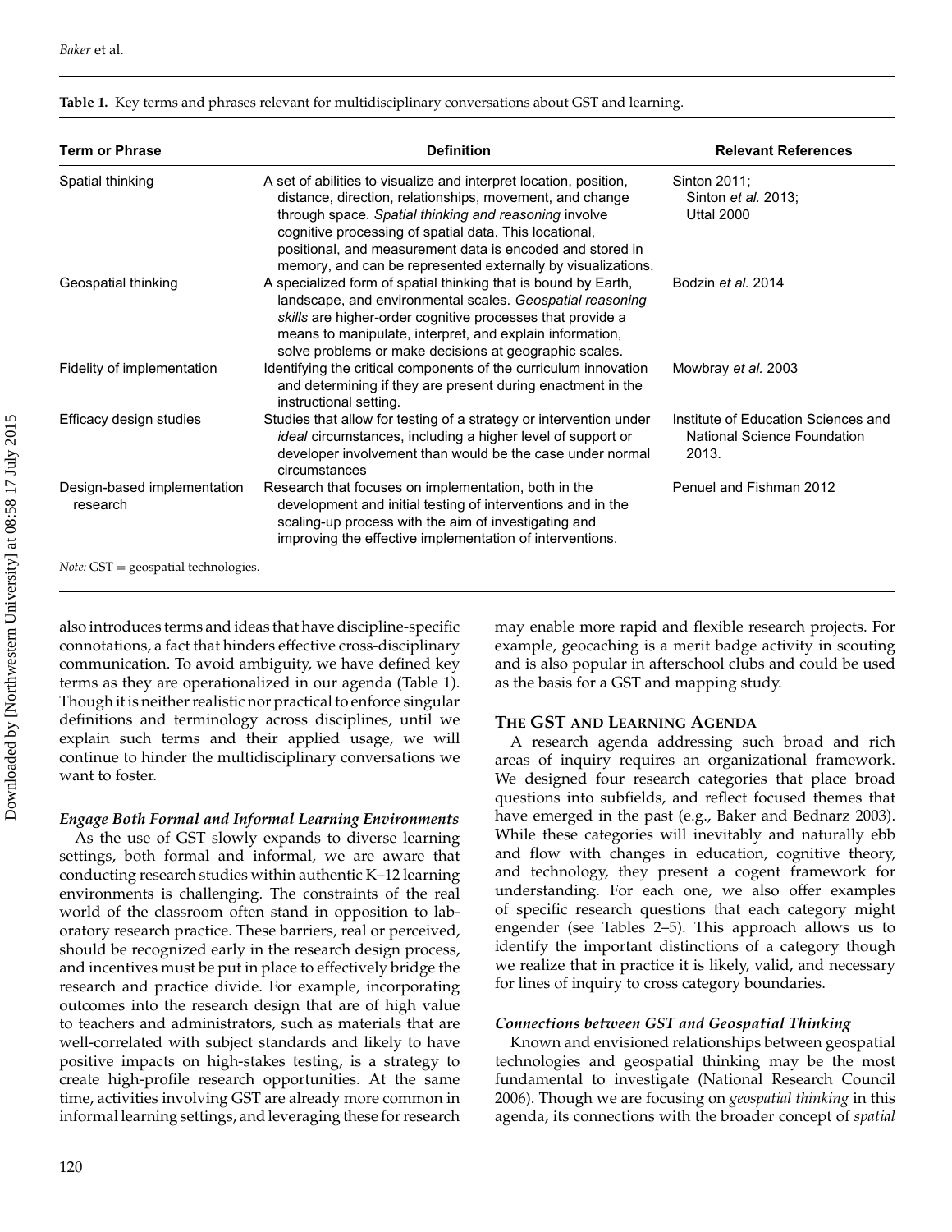**Table 1.** Key terms and phrases relevant for multidisciplinary conversations about GST and learning.

| Term or Phrase | Definition | Relevant References |
|---|---|---|
| Spatial thinking | A set of abilities to visualize and interpret location, position, distance, direction, relationships, movement, and change through space. *Spatial thinking and reasoning* involve cognitive processing of spatial data. This locational, positional, and measurement data is encoded and stored in memory, and can be represented externally by visualizations. | Sinton 2011; Sinton *et al.* 2013; Uttal 2000 |
| Geospatial thinking | A specialized form of spatial thinking that is bound by Earth, landscape, and environmental scales. *Geospatial reasoning skills* are higher-order cognitive processes that provide a means to manipulate, interpret, and explain information, solve problems or make decisions at geographic scales. | Bodzin *et al.* 2014 |
| Fidelity of implementation | Identifying the critical components of the curriculum innovation and determining if they are present during enactment in the instructional setting. | Mowbray *et al.* 2003 |
| Efficacy design studies | Studies that allow for testing of a strategy or intervention under *ideal* circumstances, including a higher level of support or developer involvement than would be the case under normal circumstances | Institute of Education Sciences and National Science Foundation 2013. |
| Design-based implementation research | Research that focuses on implementation, both in the development and initial testing of interventions and in the scaling-up process with the aim of investigating and improving the effective implementation of interventions. | Penuel and Fishman 2012 |

*Note:* GST = geospatial technologies.

also introduces terms and ideas that have discipline-specific connotations, a fact that hinders effective cross-disciplinary communication. To avoid ambiguity, we have defined key terms as they are operationalized in our agenda (Table 1). Though it is neither realistic nor practical to enforce singular definitions and terminology across disciplines, until we explain such terms and their applied usage, we will continue to hinder the multidisciplinary conversations we want to foster.

### *Engage Both Formal and Informal Learning Environments*

As the use of GST slowly expands to diverse learning settings, both formal and informal, we are aware that conducting research studies within authentic K–12 learning environments is challenging. The constraints of the real world of the classroom often stand in opposition to laboratory research practice. These barriers, real or perceived, should be recognized early in the research design process, and incentives must be put in place to effectively bridge the research and practice divide. For example, incorporating outcomes into the research design that are of high value to teachers and administrators, such as materials that are well-correlated with subject standards and likely to have positive impacts on high-stakes testing, is a strategy to create high-profile research opportunities. At the same time, activities involving GST are already more common in informal learning settings, and leveraging these for research may enable more rapid and flexible research projects. For example, geocaching is a merit badge activity in scouting and is also popular in afterschool clubs and could be used as the basis for a GST and mapping study.

## The GST and Learning Agenda

A research agenda addressing such broad and rich areas of inquiry requires an organizational framework. We designed four research categories that place broad questions into subfields, and reflect focused themes that have emerged in the past (e.g., Baker and Bednarz 2003). While these categories will inevitably and naturally ebb and flow with changes in education, cognitive theory, and technology, they present a cogent framework for understanding. For each one, we also offer examples of specific research questions that each category might engender (see Tables 2–5). This approach allows us to identify the important distinctions of a category though we realize that in practice it is likely, valid, and necessary for lines of inquiry to cross category boundaries.

### *Connections between GST and Geospatial Thinking*

Known and envisioned relationships between geospatial technologies and geospatial thinking may be the most fundamental to investigate (National Research Council 2006). Though we are focusing on *geospatial thinking* in this agenda, its connections with the broader concept of *spatial*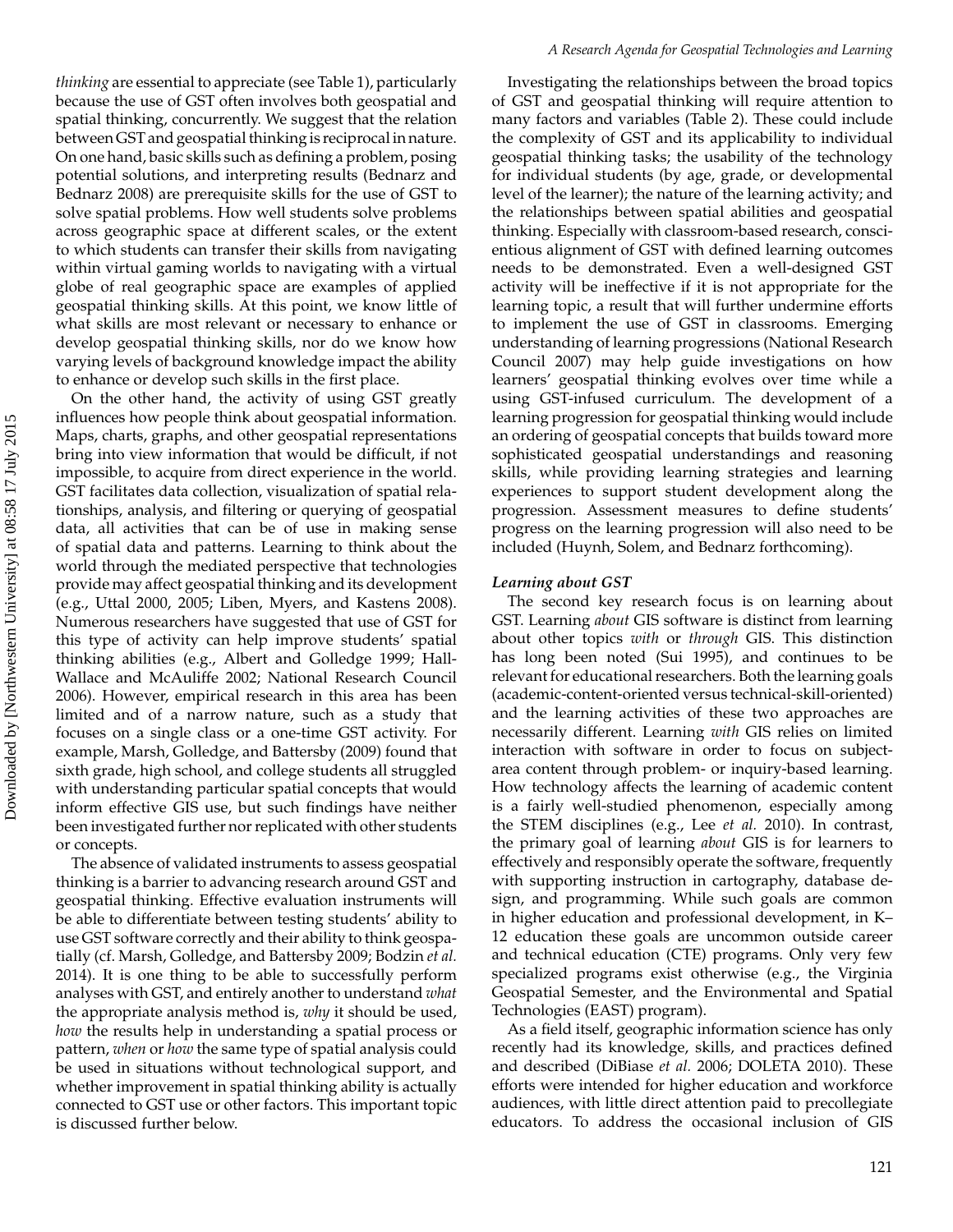*thinking* are essential to appreciate (see Table 1), particularly because the use of GST often involves both geospatial and spatial thinking, concurrently. We suggest that the relation between GST and geospatial thinking is reciprocal in nature. On one hand, basic skills such as defining a problem, posing potential solutions, and interpreting results (Bednarz and Bednarz 2008) are prerequisite skills for the use of GST to solve spatial problems. How well students solve problems across geographic space at different scales, or the extent to which students can transfer their skills from navigating within virtual gaming worlds to navigating with a virtual globe of real geographic space are examples of applied geospatial thinking skills. At this point, we know little of what skills are most relevant or necessary to enhance or develop geospatial thinking skills, nor do we know how varying levels of background knowledge impact the ability to enhance or develop such skills in the first place.

On the other hand, the activity of using GST greatly influences how people think about geospatial information. Maps, charts, graphs, and other geospatial representations bring into view information that would be difficult, if not impossible, to acquire from direct experience in the world. GST facilitates data collection, visualization of spatial relationships, analysis, and filtering or querying of geospatial data, all activities that can be of use in making sense of spatial data and patterns. Learning to think about the world through the mediated perspective that technologies provide may affect geospatial thinking and its development (e.g., Uttal 2000, 2005; Liben, Myers, and Kastens 2008). Numerous researchers have suggested that use of GST for this type of activity can help improve students' spatial thinking abilities (e.g., Albert and Golledge 1999; Hall-Wallace and McAuliffe 2002; National Research Council 2006). However, empirical research in this area has been limited and of a narrow nature, such as a study that focuses on a single class or a one-time GST activity. For example, Marsh, Golledge, and Battersby (2009) found that sixth grade, high school, and college students all struggled with understanding particular spatial concepts that would inform effective GIS use, but such findings have neither been investigated further nor replicated with other students or concepts.

The absence of validated instruments to assess geospatial thinking is a barrier to advancing research around GST and geospatial thinking. Effective evaluation instruments will be able to differentiate between testing students' ability to use GST software correctly and their ability to think geospatially (cf. Marsh, Golledge, and Battersby 2009; Bodzin *et al.* 2014). It is one thing to be able to successfully perform analyses with GST, and entirely another to understand *what* the appropriate analysis method is, *why* it should be used, *how* the results help in understanding a spatial process or pattern, *when* or *how* the same type of spatial analysis could be used in situations without technological support, and whether improvement in spatial thinking ability is actually connected to GST use or other factors. This important topic is discussed further below.

Investigating the relationships between the broad topics of GST and geospatial thinking will require attention to many factors and variables (Table 2). These could include the complexity of GST and its applicability to individual geospatial thinking tasks; the usability of the technology for individual students (by age, grade, or developmental level of the learner); the nature of the learning activity; and the relationships between spatial abilities and geospatial thinking. Especially with classroom-based research, conscientious alignment of GST with defined learning outcomes needs to be demonstrated. Even a well-designed GST activity will be ineffective if it is not appropriate for the learning topic, a result that will further undermine efforts to implement the use of GST in classrooms. Emerging understanding of learning progressions (National Research Council 2007) may help guide investigations on how learners' geospatial thinking evolves over time while a using GST-infused curriculum. The development of a learning progression for geospatial thinking would include an ordering of geospatial concepts that builds toward more sophisticated geospatial understandings and reasoning skills, while providing learning strategies and learning experiences to support student development along the progression. Assessment measures to define students' progress on the learning progression will also need to be included (Huynh, Solem, and Bednarz forthcoming).

### *Learning about GST*

The second key research focus is on learning about GST. Learning *about* GIS software is distinct from learning about other topics *with* or *through* GIS. This distinction has long been noted (Sui 1995), and continues to be relevant for educational researchers. Both the learning goals (academic-content-oriented versus technical-skill-oriented) and the learning activities of these two approaches are necessarily different. Learning *with* GIS relies on limited interaction with software in order to focus on subject-area content through problem- or inquiry-based learning. How technology affects the learning of academic content is a fairly well-studied phenomenon, especially among the STEM disciplines (e.g., Lee *et al.* 2010). In contrast, the primary goal of learning *about* GIS is for learners to effectively and responsibly operate the software, frequently with supporting instruction in cartography, database design, and programming. While such goals are common in higher education and professional development, in K–12 education these goals are uncommon outside career and technical education (CTE) programs. Only very few specialized programs exist otherwise (e.g., the Virginia Geospatial Semester, and the Environmental and Spatial Technologies (EAST) program).

As a field itself, geographic information science has only recently had its knowledge, skills, and practices defined and described (DiBiase *et al.* 2006; DOLETA 2010). These efforts were intended for higher education and workforce audiences, with little direct attention paid to precollegiate educators. To address the occasional inclusion of GIS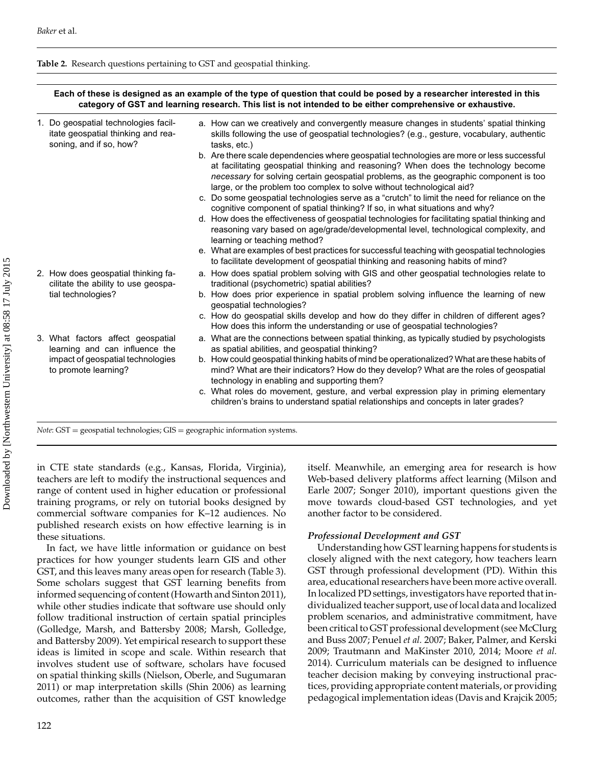**Table 2.** Research questions pertaining to GST and geospatial thinking.

| Each of these is designed as an example of the type of question that could be posed by a researcher interested in this category of GST and learning research. This list is not intended to be either comprehensive or exhaustive. | |
|---|---|
| 1. Do geospatial technologies facilitate geospatial thinking and reasoning, and if so, how? | a. How can we creatively and convergently measure changes in students' spatial thinking skills following the use of geospatial technologies? (e.g., gesture, vocabulary, authentic tasks, etc.)<br>b. Are there scale dependencies where geospatial technologies are more or less successful at facilitating geospatial thinking and reasoning? When does the technology become *necessary* for solving certain geospatial problems, as the geographic component is too large, or the problem too complex to solve without technological aid?<br>c. Do some geospatial technologies serve as a "crutch" to limit the need for reliance on the cognitive component of spatial thinking? If so, in what situations and why?<br>d. How does the effectiveness of geospatial technologies for facilitating spatial thinking and reasoning vary based on age/grade/developmental level, technological complexity, and learning or teaching method?<br>e. What are examples of best practices for successful teaching with geospatial technologies to facilitate development of geospatial thinking and reasoning habits of mind? |
| 2. How does geospatial thinking facilitate the ability to use geospatial technologies? | a. How does spatial problem solving with GIS and other geospatial technologies relate to traditional (psychometric) spatial abilities?<br>b. How does prior experience in spatial problem solving influence the learning of new geospatial technologies?<br>c. How do geospatial skills develop and how do they differ in children of different ages? How does this inform the understanding or use of geospatial technologies? |
| 3. What factors affect geospatial learning and can influence the impact of geospatial technologies to promote learning? | a. What are the connections between spatial thinking, as typically studied by psychologists as spatial abilities, and geospatial thinking?<br>b. How could geospatial thinking habits of mind be operationalized? What are these habits of mind? What are their indicators? How do they develop? What are the roles of geospatial technology in enabling and supporting them?<br>c. What roles do movement, gesture, and verbal expression play in priming elementary children's brains to understand spatial relationships and concepts in later grades? |

*Note*: GST = geospatial technologies; GIS = geographic information systems.

in CTE state standards (e.g., Kansas, Florida, Virginia), teachers are left to modify the instructional sequences and range of content used in higher education or professional training programs, or rely on tutorial books designed by commercial software companies for K–12 audiences. No published research exists on how effective learning is in these situations.

In fact, we have little information or guidance on best practices for how younger students learn GIS and other GST, and this leaves many areas open for research (Table 3). Some scholars suggest that GST learning benefits from informed sequencing of content (Howarth and Sinton 2011), while other studies indicate that software use should only follow traditional instruction of certain spatial principles (Golledge, Marsh, and Battersby 2008; Marsh, Golledge, and Battersby 2009). Yet empirical research to support these ideas is limited in scope and scale. Within research that involves student use of software, scholars have focused on spatial thinking skills (Nielson, Oberle, and Sugumaran 2011) or map interpretation skills (Shin 2006) as learning outcomes, rather than the acquisition of GST knowledge itself. Meanwhile, an emerging area for research is how Web-based delivery platforms affect learning (Milson and Earle 2007; Songer 2010), important questions given the move towards cloud-based GST technologies, and yet another factor to be considered.

### Professional Development and GST

Understanding how GST learning happens for students is closely aligned with the next category, how teachers learn GST through professional development (PD). Within this area, educational researchers have been more active overall. In localized PD settings, investigators have reported that individualized teacher support, use of local data and localized problem scenarios, and administrative commitment, have been critical to GST professional development (see McClurg and Buss 2007; Penuel *et al.* 2007; Baker, Palmer, and Kerski 2009; Trautmann and MaKinster 2010, 2014; Moore *et al.* 2014). Curriculum materials can be designed to influence teacher decision making by conveying instructional practices, providing appropriate content materials, or providing pedagogical implementation ideas (Davis and Krajcik 2005;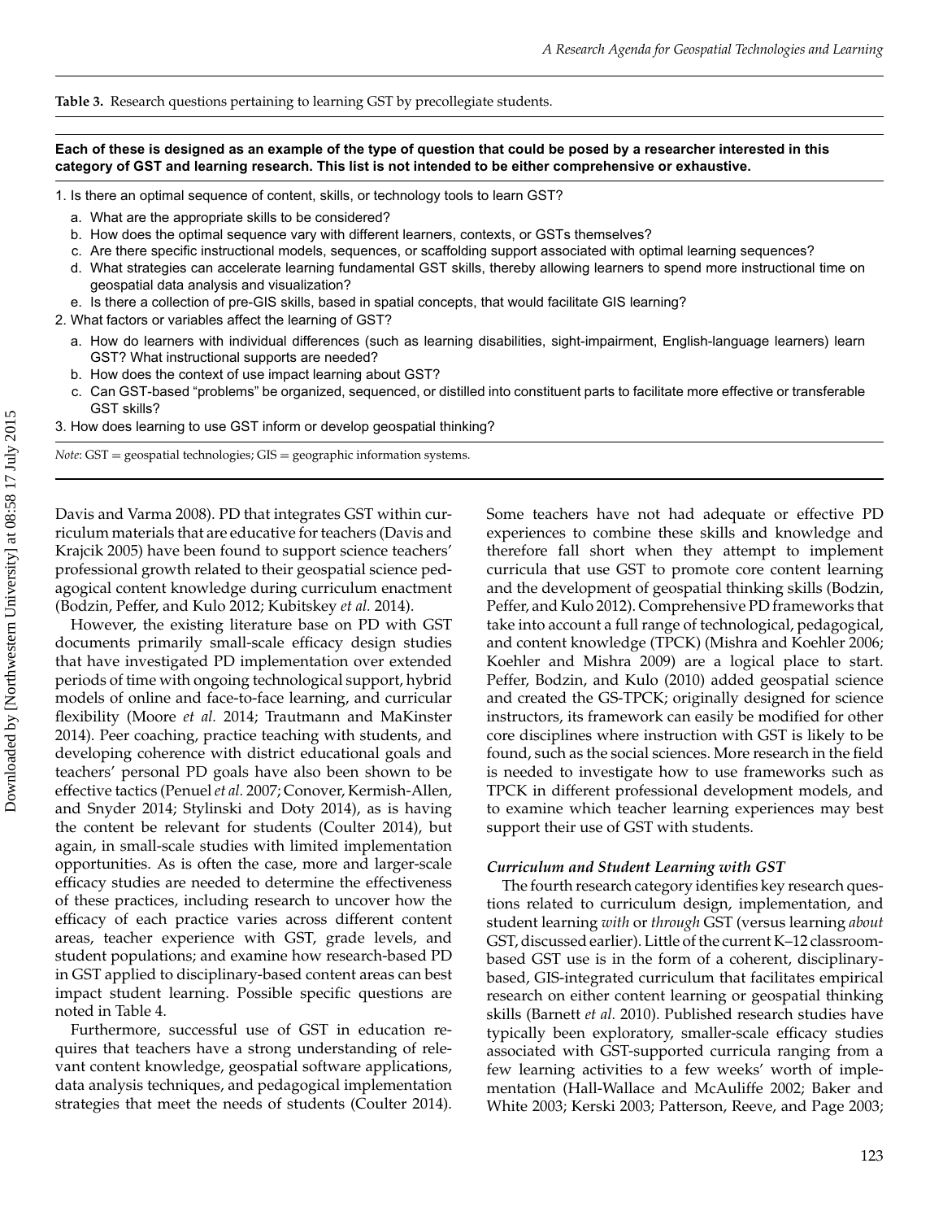**Table 3.** Research questions pertaining to learning GST by precollegiate students.

**Each of these is designed as an example of the type of question that could be posed by a researcher interested in this category of GST and learning research. This list is not intended to be either comprehensive or exhaustive.**

1. Is there an optimal sequence of content, skills, or technology tools to learn GST?
   a. What are the appropriate skills to be considered?
   b. How does the optimal sequence vary with different learners, contexts, or GSTs themselves?
   c. Are there specific instructional models, sequences, or scaffolding support associated with optimal learning sequences?
   d. What strategies can accelerate learning fundamental GST skills, thereby allowing learners to spend more instructional time on geospatial data analysis and visualization?
   e. Is there a collection of pre-GIS skills, based in spatial concepts, that would facilitate GIS learning?
2. What factors or variables affect the learning of GST?
   a. How do learners with individual differences (such as learning disabilities, sight-impairment, English-language learners) learn GST? What instructional supports are needed?
   b. How does the context of use impact learning about GST?
   c. Can GST-based "problems" be organized, sequenced, or distilled into constituent parts to facilitate more effective or transferable GST skills?
3. How does learning to use GST inform or develop geospatial thinking?

*Note*: GST = geospatial technologies; GIS = geographic information systems.

Davis and Varma 2008). PD that integrates GST within curriculum materials that are educative for teachers (Davis and Krajcik 2005) have been found to support science teachers' professional growth related to their geospatial science pedagogical content knowledge during curriculum enactment (Bodzin, Peffer, and Kulo 2012; Kubitskey *et al.* 2014).

However, the existing literature base on PD with GST documents primarily small-scale efficacy design studies that have investigated PD implementation over extended periods of time with ongoing technological support, hybrid models of online and face-to-face learning, and curricular flexibility (Moore *et al.* 2014; Trautmann and MaKinster 2014). Peer coaching, practice teaching with students, and developing coherence with district educational goals and teachers' personal PD goals have also been shown to be effective tactics (Penuel *et al.* 2007; Conover, Kermish-Allen, and Snyder 2014; Stylinski and Doty 2014), as is having the content be relevant for students (Coulter 2014), but again, in small-scale studies with limited implementation opportunities. As is often the case, more and larger-scale efficacy studies are needed to determine the effectiveness of these practices, including research to uncover how the efficacy of each practice varies across different content areas, teacher experience with GST, grade levels, and student populations; and examine how research-based PD in GST applied to disciplinary-based content areas can best impact student learning. Possible specific questions are noted in Table 4.

Furthermore, successful use of GST in education requires that teachers have a strong understanding of relevant content knowledge, geospatial software applications, data analysis techniques, and pedagogical implementation strategies that meet the needs of students (Coulter 2014). Some teachers have not had adequate or effective PD experiences to combine these skills and knowledge and therefore fall short when they attempt to implement curricula that use GST to promote core content learning and the development of geospatial thinking skills (Bodzin, Peffer, and Kulo 2012). Comprehensive PD frameworks that take into account a full range of technological, pedagogical, and content knowledge (TPCK) (Mishra and Koehler 2006; Koehler and Mishra 2009) are a logical place to start. Peffer, Bodzin, and Kulo (2010) added geospatial science and created the GS-TPCK; originally designed for science instructors, its framework can easily be modified for other core disciplines where instruction with GST is likely to be found, such as the social sciences. More research in the field is needed to investigate how to use frameworks such as TPCK in different professional development models, and to examine which teacher learning experiences may best support their use of GST with students.

### *Curriculum and Student Learning with GST*

The fourth research category identifies key research questions related to curriculum design, implementation, and student learning *with* or *through* GST (versus learning *about* GST, discussed earlier). Little of the current K–12 classroom-based GST use is in the form of a coherent, disciplinary-based, GIS-integrated curriculum that facilitates empirical research on either content learning or geospatial thinking skills (Barnett *et al.* 2010). Published research studies have typically been exploratory, smaller-scale efficacy studies associated with GST-supported curricula ranging from a few learning activities to a few weeks' worth of implementation (Hall-Wallace and McAuliffe 2002; Baker and White 2003; Kerski 2003; Patterson, Reeve, and Page 2003;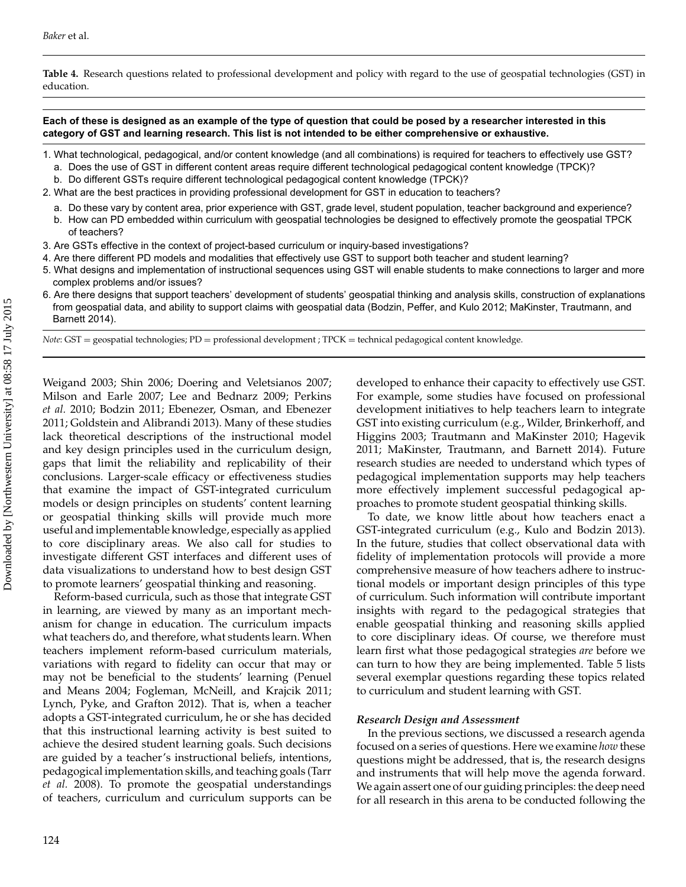**Table 4.** Research questions related to professional development and policy with regard to the use of geospatial technologies (GST) in education.

**Each of these is designed as an example of the type of question that could be posed by a researcher interested in this category of GST and learning research. This list is not intended to be either comprehensive or exhaustive.**

1. What technological, pedagogical, and/or content knowledge (and all combinations) is required for teachers to effectively use GST?
   a. Does the use of GST in different content areas require different technological pedagogical content knowledge (TPCK)?
   b. Do different GSTs require different technological pedagogical content knowledge (TPCK)?
2. What are the best practices in providing professional development for GST in education to teachers?
   a. Do these vary by content area, prior experience with GST, grade level, student population, teacher background and experience?
   b. How can PD embedded within curriculum with geospatial technologies be designed to effectively promote the geospatial TPCK of teachers?
3. Are GSTs effective in the context of project-based curriculum or inquiry-based investigations?
4. Are there different PD models and modalities that effectively use GST to support both teacher and student learning?
5. What designs and implementation of instructional sequences using GST will enable students to make connections to larger and more complex problems and/or issues?
6. Are there designs that support teachers' development of students' geospatial thinking and analysis skills, construction of explanations from geospatial data, and ability to support claims with geospatial data (Bodzin, Peffer, and Kulo 2012; MaKinster, Trautmann, and Barnett 2014).

*Note*: GST = geospatial technologies; PD = professional development ; TPCK = technical pedagogical content knowledge.

Weigand 2003; Shin 2006; Doering and Veletsianos 2007; Milson and Earle 2007; Lee and Bednarz 2009; Perkins *et al.* 2010; Bodzin 2011; Ebenezer, Osman, and Ebenezer 2011; Goldstein and Alibrandi 2013). Many of these studies lack theoretical descriptions of the instructional model and key design principles used in the curriculum design, gaps that limit the reliability and replicability of their conclusions. Larger-scale efficacy or effectiveness studies that examine the impact of GST-integrated curriculum models or design principles on students' content learning or geospatial thinking skills will provide much more useful and implementable knowledge, especially as applied to core disciplinary areas. We also call for studies to investigate different GST interfaces and different uses of data visualizations to understand how to best design GST to promote learners' geospatial thinking and reasoning.

Reform-based curricula, such as those that integrate GST in learning, are viewed by many as an important mechanism for change in education. The curriculum impacts what teachers do, and therefore, what students learn. When teachers implement reform-based curriculum materials, variations with regard to fidelity can occur that may or may not be beneficial to the students' learning (Penuel and Means 2004; Fogleman, McNeill, and Krajcik 2011; Lynch, Pyke, and Grafton 2012). That is, when a teacher adopts a GST-integrated curriculum, he or she has decided that this instructional learning activity is best suited to achieve the desired student learning goals. Such decisions are guided by a teacher's instructional beliefs, intentions, pedagogical implementation skills, and teaching goals (Tarr *et al.* 2008). To promote the geospatial understandings of teachers, curriculum and curriculum supports can be developed to enhance their capacity to effectively use GST. For example, some studies have focused on professional development initiatives to help teachers learn to integrate GST into existing curriculum (e.g., Wilder, Brinkerhoff, and Higgins 2003; Trautmann and MaKinster 2010; Hagevik 2011; MaKinster, Trautmann, and Barnett 2014). Future research studies are needed to understand which types of pedagogical implementation supports may help teachers more effectively implement successful pedagogical approaches to promote student geospatial thinking skills.

To date, we know little about how teachers enact a GST-integrated curriculum (e.g., Kulo and Bodzin 2013). In the future, studies that collect observational data with fidelity of implementation protocols will provide a more comprehensive measure of how teachers adhere to instructional models or important design principles of this type of curriculum. Such information will contribute important insights with regard to the pedagogical strategies that enable geospatial thinking and reasoning skills applied to core disciplinary ideas. Of course, we therefore must learn first what those pedagogical strategies *are* before we can turn to how they are being implemented. Table 5 lists several exemplar questions regarding these topics related to curriculum and student learning with GST.

### *Research Design and Assessment*

In the previous sections, we discussed a research agenda focused on a series of questions. Here we examine *how* these questions might be addressed, that is, the research designs and instruments that will help move the agenda forward. We again assert one of our guiding principles: the deep need for all research in this arena to be conducted following the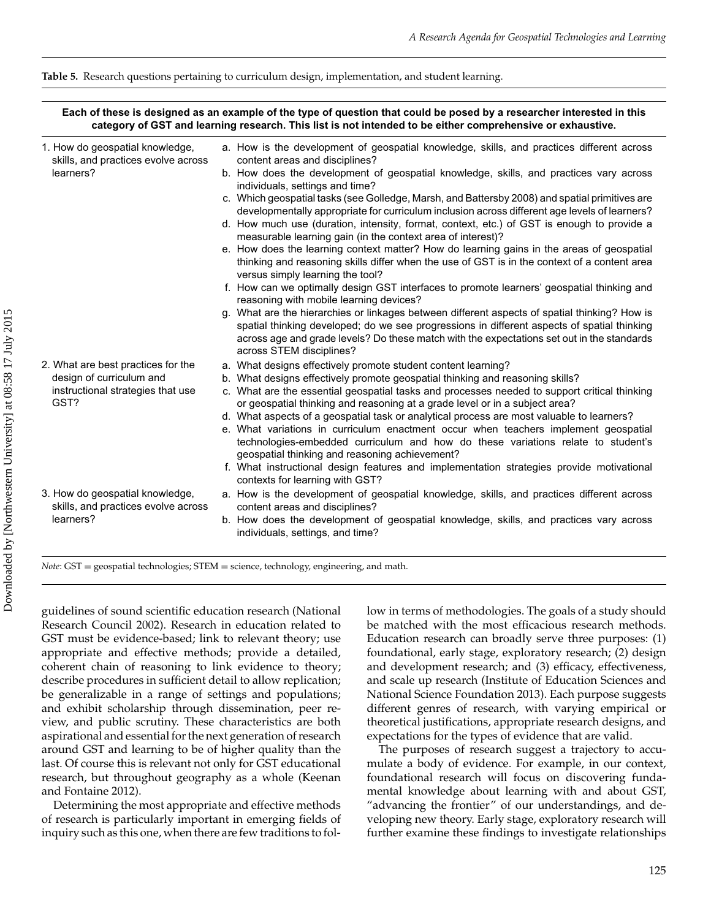**Table 5.** Research questions pertaining to curriculum design, implementation, and student learning.

| **Each of these is designed as an example of the type of question that could be posed by a researcher interested in this category of GST and learning research. This list is not intended to be either comprehensive or exhaustive.** | |
|---|---|
| 1. How do geospatial knowledge, skills, and practices evolve across learners? | a. How is the development of geospatial knowledge, skills, and practices different across content areas and disciplines?<br>b. How does the development of geospatial knowledge, skills, and practices vary across individuals, settings and time?<br>c. Which geospatial tasks (see Golledge, Marsh, and Battersby 2008) and spatial primitives are developmentally appropriate for curriculum inclusion across different age levels of learners?<br>d. How much use (duration, intensity, format, context, etc.) of GST is enough to provide a measurable learning gain (in the context area of interest)?<br>e. How does the learning context matter? How do learning gains in the areas of geospatial thinking and reasoning skills differ when the use of GST is in the context of a content area versus simply learning the tool?<br>f. How can we optimally design GST interfaces to promote learners' geospatial thinking and reasoning with mobile learning devices?<br>g. What are the hierarchies or linkages between different aspects of spatial thinking? How is spatial thinking developed; do we see progressions in different aspects of spatial thinking across age and grade levels? Do these match with the expectations set out in the standards across STEM disciplines? |
| 2. What are best practices for the design of curriculum and instructional strategies that use GST? | a. What designs effectively promote student content learning?<br>b. What designs effectively promote geospatial thinking and reasoning skills?<br>c. What are the essential geospatial tasks and processes needed to support critical thinking or geospatial thinking and reasoning at a grade level or in a subject area?<br>d. What aspects of a geospatial task or analytical process are most valuable to learners?<br>e. What variations in curriculum enactment occur when teachers implement geospatial technologies-embedded curriculum and how do these variations relate to student's geospatial thinking and reasoning achievement?<br>f. What instructional design features and implementation strategies provide motivational contexts for learning with GST? |
| 3. How do geospatial knowledge, skills, and practices evolve across learners? | a. How is the development of geospatial knowledge, skills, and practices different across content areas and disciplines?<br>b. How does the development of geospatial knowledge, skills, and practices vary across individuals, settings, and time? |

*Note*: GST = geospatial technologies; STEM = science, technology, engineering, and math.

guidelines of sound scientific education research (National Research Council 2002). Research in education related to GST must be evidence-based; link to relevant theory; use appropriate and effective methods; provide a detailed, coherent chain of reasoning to link evidence to theory; describe procedures in sufficient detail to allow replication; be generalizable in a range of settings and populations; and exhibit scholarship through dissemination, peer review, and public scrutiny. These characteristics are both aspirational and essential for the next generation of research around GST and learning to be of higher quality than the last. Of course this is relevant not only for GST educational research, but throughout geography as a whole (Keenan and Fontaine 2012).

Determining the most appropriate and effective methods of research is particularly important in emerging fields of inquiry such as this one, when there are few traditions to follow in terms of methodologies. The goals of a study should be matched with the most efficacious research methods. Education research can broadly serve three purposes: (1) foundational, early stage, exploratory research; (2) design and development research; and (3) efficacy, effectiveness, and scale up research (Institute of Education Sciences and National Science Foundation 2013). Each purpose suggests different genres of research, with varying empirical or theoretical justifications, appropriate research designs, and expectations for the types of evidence that are valid.

The purposes of research suggest a trajectory to accumulate a body of evidence. For example, in our context, foundational research will focus on discovering fundamental knowledge about learning with and about GST, "advancing the frontier" of our understandings, and developing new theory. Early stage, exploratory research will further examine these findings to investigate relationships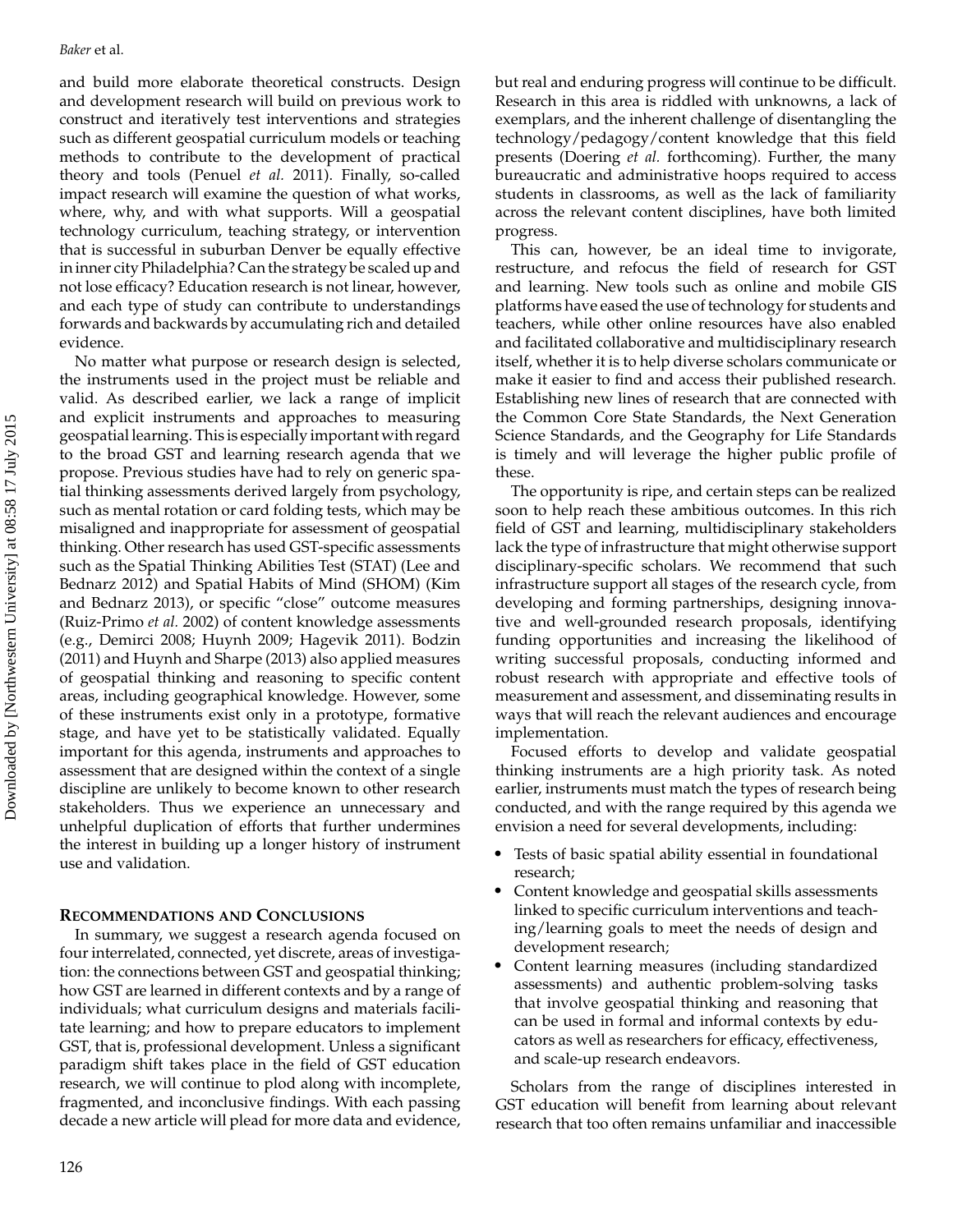and build more elaborate theoretical constructs. Design and development research will build on previous work to construct and iteratively test interventions and strategies such as different geospatial curriculum models or teaching methods to contribute to the development of practical theory and tools (Penuel *et al.* 2011). Finally, so-called impact research will examine the question of what works, where, why, and with what supports. Will a geospatial technology curriculum, teaching strategy, or intervention that is successful in suburban Denver be equally effective in inner city Philadelphia? Can the strategy be scaled up and not lose efficacy? Education research is not linear, however, and each type of study can contribute to understandings forwards and backwards by accumulating rich and detailed evidence.

No matter what purpose or research design is selected, the instruments used in the project must be reliable and valid. As described earlier, we lack a range of implicit and explicit instruments and approaches to measuring geospatial learning. This is especially important with regard to the broad GST and learning research agenda that we propose. Previous studies have had to rely on generic spatial thinking assessments derived largely from psychology, such as mental rotation or card folding tests, which may be misaligned and inappropriate for assessment of geospatial thinking. Other research has used GST-specific assessments such as the Spatial Thinking Abilities Test (STAT) (Lee and Bednarz 2012) and Spatial Habits of Mind (SHOM) (Kim and Bednarz 2013), or specific "close" outcome measures (Ruiz-Primo *et al.* 2002) of content knowledge assessments (e.g., Demirci 2008; Huynh 2009; Hagevik 2011). Bodzin (2011) and Huynh and Sharpe (2013) also applied measures of geospatial thinking and reasoning to specific content areas, including geographical knowledge. However, some of these instruments exist only in a prototype, formative stage, and have yet to be statistically validated. Equally important for this agenda, instruments and approaches to assessment that are designed within the context of a single discipline are unlikely to become known to other research stakeholders. Thus we experience an unnecessary and unhelpful duplication of efforts that further undermines the interest in building up a longer history of instrument use and validation.

## Recommendations and Conclusions

In summary, we suggest a research agenda focused on four interrelated, connected, yet discrete, areas of investigation: the connections between GST and geospatial thinking; how GST are learned in different contexts and by a range of individuals; what curriculum designs and materials facilitate learning; and how to prepare educators to implement GST, that is, professional development. Unless a significant paradigm shift takes place in the field of GST education research, we will continue to plod along with incomplete, fragmented, and inconclusive findings. With each passing decade a new article will plead for more data and evidence, but real and enduring progress will continue to be difficult. Research in this area is riddled with unknowns, a lack of exemplars, and the inherent challenge of disentangling the technology/pedagogy/content knowledge that this field presents (Doering *et al.* forthcoming). Further, the many bureaucratic and administrative hoops required to access students in classrooms, as well as the lack of familiarity across the relevant content disciplines, have both limited progress.

This can, however, be an ideal time to invigorate, restructure, and refocus the field of research for GST and learning. New tools such as online and mobile GIS platforms have eased the use of technology for students and teachers, while other online resources have also enabled and facilitated collaborative and multidisciplinary research itself, whether it is to help diverse scholars communicate or make it easier to find and access their published research. Establishing new lines of research that are connected with the Common Core State Standards, the Next Generation Science Standards, and the Geography for Life Standards is timely and will leverage the higher public profile of these.

The opportunity is ripe, and certain steps can be realized soon to help reach these ambitious outcomes. In this rich field of GST and learning, multidisciplinary stakeholders lack the type of infrastructure that might otherwise support disciplinary-specific scholars. We recommend that such infrastructure support all stages of the research cycle, from developing and forming partnerships, designing innovative and well-grounded research proposals, identifying funding opportunities and increasing the likelihood of writing successful proposals, conducting informed and robust research with appropriate and effective tools of measurement and assessment, and disseminating results in ways that will reach the relevant audiences and encourage implementation.

Focused efforts to develop and validate geospatial thinking instruments are a high priority task. As noted earlier, instruments must match the types of research being conducted, and with the range required by this agenda we envision a need for several developments, including:

- Tests of basic spatial ability essential in foundational research;
- Content knowledge and geospatial skills assessments linked to specific curriculum interventions and teaching/learning goals to meet the needs of design and development research;
- Content learning measures (including standardized assessments) and authentic problem-solving tasks that involve geospatial thinking and reasoning that can be used in formal and informal contexts by educators as well as researchers for efficacy, effectiveness, and scale-up research endeavors.

Scholars from the range of disciplines interested in GST education will benefit from learning about relevant research that too often remains unfamiliar and inaccessible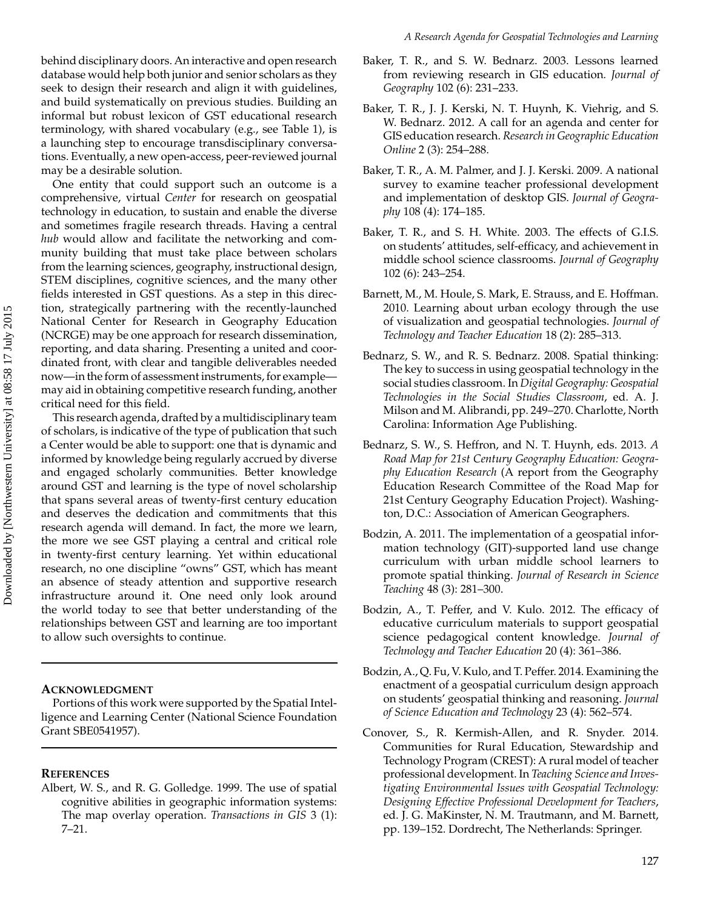behind disciplinary doors. An interactive and open research database would help both junior and senior scholars as they seek to design their research and align it with guidelines, and build systematically on previous studies. Building an informal but robust lexicon of GST educational research terminology, with shared vocabulary (e.g., see Table 1), is a launching step to encourage transdisciplinary conversations. Eventually, a new open-access, peer-reviewed journal may be a desirable solution.

One entity that could support such an outcome is a comprehensive, virtual *Center* for research on geospatial technology in education, to sustain and enable the diverse and sometimes fragile research threads. Having a central *hub* would allow and facilitate the networking and community building that must take place between scholars from the learning sciences, geography, instructional design, STEM disciplines, cognitive sciences, and the many other fields interested in GST questions. As a step in this direction, strategically partnering with the recently-launched National Center for Research in Geography Education (NCRGE) may be one approach for research dissemination, reporting, and data sharing. Presenting a united and coordinated front, with clear and tangible deliverables needed now—in the form of assessment instruments, for example—may aid in obtaining competitive research funding, another critical need for this field.

This research agenda, drafted by a multidisciplinary team of scholars, is indicative of the type of publication that such a Center would be able to support: one that is dynamic and informed by knowledge being regularly accrued by diverse and engaged scholarly communities. Better knowledge around GST and learning is the type of novel scholarship that spans several areas of twenty-first century education and deserves the dedication and commitments that this research agenda will demand. In fact, the more we learn, the more we see GST playing a central and critical role in twenty-first century learning. Yet within educational research, no one discipline "owns" GST, which has meant an absence of steady attention and supportive research infrastructure around it. One need only look around the world today to see that better understanding of the relationships between GST and learning are too important to allow such oversights to continue.

## Acknowledgment

Portions of this work were supported by the Spatial Intelligence and Learning Center (National Science Foundation Grant SBE0541957).

## References

Albert, W. S., and R. G. Golledge. 1999. The use of spatial cognitive abilities in geographic information systems: The map overlay operation. *Transactions in GIS* 3 (1): 7–21.

Baker, T. R., and S. W. Bednarz. 2003. Lessons learned from reviewing research in GIS education. *Journal of Geography* 102 (6): 231–233.

Baker, T. R., J. J. Kerski, N. T. Huynh, K. Viehrig, and S. W. Bednarz. 2012. A call for an agenda and center for GIS education research. *Research in Geographic Education Online* 2 (3): 254–288.

Baker, T. R., A. M. Palmer, and J. J. Kerski. 2009. A national survey to examine teacher professional development and implementation of desktop GIS. *Journal of Geography* 108 (4): 174–185.

Baker, T. R., and S. H. White. 2003. The effects of G.I.S. on students' attitudes, self-efficacy, and achievement in middle school science classrooms. *Journal of Geography* 102 (6): 243–254.

Barnett, M., M. Houle, S. Mark, E. Strauss, and E. Hoffman. 2010. Learning about urban ecology through the use of visualization and geospatial technologies. *Journal of Technology and Teacher Education* 18 (2): 285–313.

Bednarz, S. W., and R. S. Bednarz. 2008. Spatial thinking: The key to success in using geospatial technology in the social studies classroom. In *Digital Geography: Geospatial Technologies in the Social Studies Classroom*, ed. A. J. Milson and M. Alibrandi, pp. 249–270. Charlotte, North Carolina: Information Age Publishing.

Bednarz, S. W., S. Heffron, and N. T. Huynh, eds. 2013. *A Road Map for 21st Century Geography Education: Geography Education Research* (A report from the Geography Education Research Committee of the Road Map for 21st Century Geography Education Project). Washington, D.C.: Association of American Geographers.

Bodzin, A. 2011. The implementation of a geospatial information technology (GIT)-supported land use change curriculum with urban middle school learners to promote spatial thinking. *Journal of Research in Science Teaching* 48 (3): 281–300.

Bodzin, A., T. Peffer, and V. Kulo. 2012. The efficacy of educative curriculum materials to support geospatial science pedagogical content knowledge. *Journal of Technology and Teacher Education* 20 (4): 361–386.

Bodzin, A., Q. Fu, V. Kulo, and T. Peffer. 2014. Examining the enactment of a geospatial curriculum design approach on students' geospatial thinking and reasoning. *Journal of Science Education and Technology* 23 (4): 562–574.

Conover, S., R. Kermish-Allen, and R. Snyder. 2014. Communities for Rural Education, Stewardship and Technology Program (CREST): A rural model of teacher professional development. In *Teaching Science and Investigating Environmental Issues with Geospatial Technology: Designing Effective Professional Development for Teachers*, ed. J. G. MaKinster, N. M. Trautmann, and M. Barnett, pp. 139–152. Dordrecht, The Netherlands: Springer.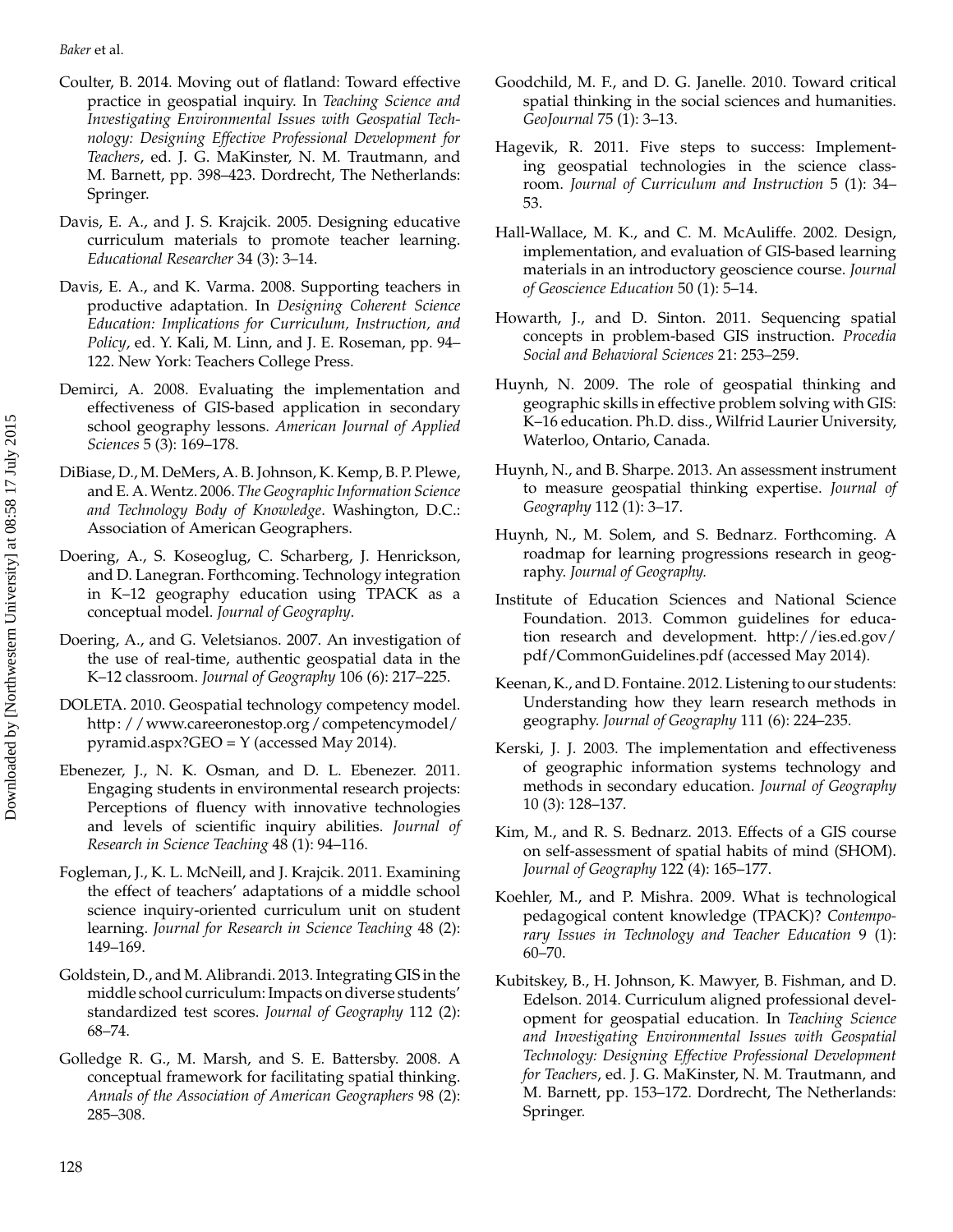Coulter, B. 2014. Moving out of flatland: Toward effective practice in geospatial inquiry. In *Teaching Science and Investigating Environmental Issues with Geospatial Technology: Designing Effective Professional Development for Teachers*, ed. J. G. MaKinster, N. M. Trautmann, and M. Barnett, pp. 398–423. Dordrecht, The Netherlands: Springer.

Davis, E. A., and J. S. Krajcik. 2005. Designing educative curriculum materials to promote teacher learning. *Educational Researcher* 34 (3): 3–14.

Davis, E. A., and K. Varma. 2008. Supporting teachers in productive adaptation. In *Designing Coherent Science Education: Implications for Curriculum, Instruction, and Policy*, ed. Y. Kali, M. Linn, and J. E. Roseman, pp. 94–122. New York: Teachers College Press.

Demirci, A. 2008. Evaluating the implementation and effectiveness of GIS-based application in secondary school geography lessons. *American Journal of Applied Sciences* 5 (3): 169–178.

DiBiase, D., M. DeMers, A. B. Johnson, K. Kemp, B. P. Plewe, and E. A. Wentz. 2006. *The Geographic Information Science and Technology Body of Knowledge*. Washington, D.C.: Association of American Geographers.

Doering, A., S. Koseoglug, C. Scharberg, J. Henrickson, and D. Lanegran. Forthcoming. Technology integration in K–12 geography education using TPACK as a conceptual model. *Journal of Geography*.

Doering, A., and G. Veletsianos. 2007. An investigation of the use of real-time, authentic geospatial data in the K–12 classroom. *Journal of Geography* 106 (6): 217–225.

DOLETA. 2010. Geospatial technology competency model. http://www.careeronestop.org/competencymodel/pyramid.aspx?GEO = Y (accessed May 2014).

Ebenezer, J., N. K. Osman, and D. L. Ebenezer. 2011. Engaging students in environmental research projects: Perceptions of fluency with innovative technologies and levels of scientific inquiry abilities. *Journal of Research in Science Teaching* 48 (1): 94–116.

Fogleman, J., K. L. McNeill, and J. Krajcik. 2011. Examining the effect of teachers' adaptations of a middle school science inquiry-oriented curriculum unit on student learning. *Journal for Research in Science Teaching* 48 (2): 149–169.

Goldstein, D., and M. Alibrandi. 2013. Integrating GIS in the middle school curriculum: Impacts on diverse students' standardized test scores. *Journal of Geography* 112 (2): 68–74.

Golledge R. G., M. Marsh, and S. E. Battersby. 2008. A conceptual framework for facilitating spatial thinking. *Annals of the Association of American Geographers* 98 (2): 285–308.

Goodchild, M. F., and D. G. Janelle. 2010. Toward critical spatial thinking in the social sciences and humanities. *GeoJournal* 75 (1): 3–13.

Hagevik, R. 2011. Five steps to success: Implementing geospatial technologies in the science classroom. *Journal of Curriculum and Instruction* 5 (1): 34–53.

Hall-Wallace, M. K., and C. M. McAuliffe. 2002. Design, implementation, and evaluation of GIS-based learning materials in an introductory geoscience course. *Journal of Geoscience Education* 50 (1): 5–14.

Howarth, J., and D. Sinton. 2011. Sequencing spatial concepts in problem-based GIS instruction. *Procedia Social and Behavioral Sciences* 21: 253–259.

Huynh, N. 2009. The role of geospatial thinking and geographic skills in effective problem solving with GIS: K–16 education. Ph.D. diss., Wilfrid Laurier University, Waterloo, Ontario, Canada.

Huynh, N., and B. Sharpe. 2013. An assessment instrument to measure geospatial thinking expertise. *Journal of Geography* 112 (1): 3–17.

Huynh, N., M. Solem, and S. Bednarz. Forthcoming. A roadmap for learning progressions research in geography. *Journal of Geography.*

Institute of Education Sciences and National Science Foundation. 2013. Common guidelines for education research and development. http://ies.ed.gov/pdf/CommonGuidelines.pdf (accessed May 2014).

Keenan, K., and D. Fontaine. 2012. Listening to our students: Understanding how they learn research methods in geography. *Journal of Geography* 111 (6): 224–235.

Kerski, J. J. 2003. The implementation and effectiveness of geographic information systems technology and methods in secondary education. *Journal of Geography* 10 (3): 128–137.

Kim, M., and R. S. Bednarz. 2013. Effects of a GIS course on self-assessment of spatial habits of mind (SHOM). *Journal of Geography* 122 (4): 165–177.

Koehler, M., and P. Mishra. 2009. What is technological pedagogical content knowledge (TPACK)? *Contemporary Issues in Technology and Teacher Education* 9 (1): 60–70.

Kubitskey, B., H. Johnson, K. Mawyer, B. Fishman, and D. Edelson. 2014. Curriculum aligned professional development for geospatial education. In *Teaching Science and Investigating Environmental Issues with Geospatial Technology: Designing Effective Professional Development for Teachers*, ed. J. G. MaKinster, N. M. Trautmann, and M. Barnett, pp. 153–172. Dordrecht, The Netherlands: Springer.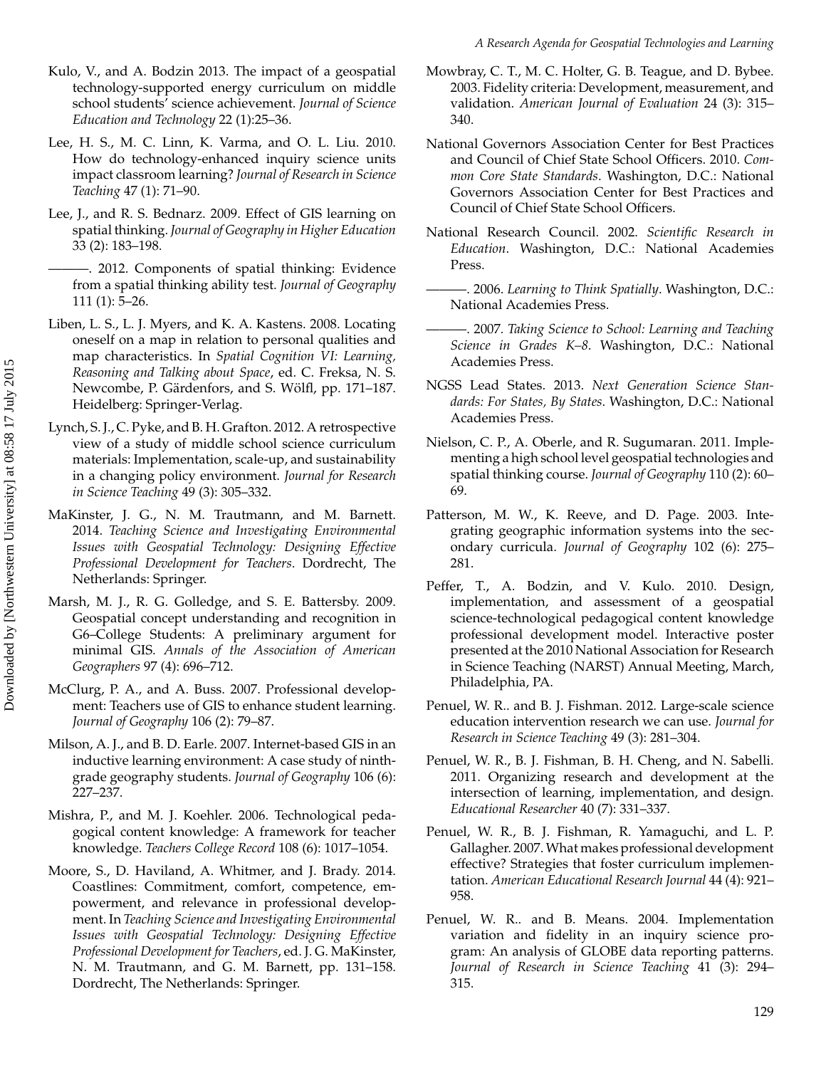Kulo, V., and A. Bodzin 2013. The impact of a geospatial technology-supported energy curriculum on middle school students' science achievement. *Journal of Science Education and Technology* 22 (1):25–36.

Lee, H. S., M. C. Linn, K. Varma, and O. L. Liu. 2010. How do technology-enhanced inquiry science units impact classroom learning? *Journal of Research in Science Teaching* 47 (1): 71–90.

Lee, J., and R. S. Bednarz. 2009. Effect of GIS learning on spatial thinking. *Journal of Geography in Higher Education* 33 (2): 183–198.

———. 2012. Components of spatial thinking: Evidence from a spatial thinking ability test. *Journal of Geography* 111 (1): 5–26.

Liben, L. S., L. J. Myers, and K. A. Kastens. 2008. Locating oneself on a map in relation to personal qualities and map characteristics. In *Spatial Cognition VI: Learning, Reasoning and Talking about Space*, ed. C. Freksa, N. S. Newcombe, P. Gärdenfors, and S. Wölfl, pp. 171–187. Heidelberg: Springer-Verlag.

Lynch, S. J., C. Pyke, and B. H. Grafton. 2012. A retrospective view of a study of middle school science curriculum materials: Implementation, scale-up, and sustainability in a changing policy environment. *Journal for Research in Science Teaching* 49 (3): 305–332.

MaKinster, J. G., N. M. Trautmann, and M. Barnett. 2014. *Teaching Science and Investigating Environmental Issues with Geospatial Technology: Designing Effective Professional Development for Teachers*. Dordrecht, The Netherlands: Springer.

Marsh, M. J., R. G. Golledge, and S. E. Battersby. 2009. Geospatial concept understanding and recognition in G6–College Students: A preliminary argument for minimal GIS. *Annals of the Association of American Geographers* 97 (4): 696–712.

McClurg, P. A., and A. Buss. 2007. Professional development: Teachers use of GIS to enhance student learning. *Journal of Geography* 106 (2): 79–87.

Milson, A. J., and B. D. Earle. 2007. Internet-based GIS in an inductive learning environment: A case study of ninth-grade geography students. *Journal of Geography* 106 (6): 227–237.

Mishra, P., and M. J. Koehler. 2006. Technological pedagogical content knowledge: A framework for teacher knowledge. *Teachers College Record* 108 (6): 1017–1054.

Moore, S., D. Haviland, A. Whitmer, and J. Brady. 2014. Coastlines: Commitment, comfort, competence, empowerment, and relevance in professional development. In *Teaching Science and Investigating Environmental Issues with Geospatial Technology: Designing Effective Professional Development for Teachers*, ed. J. G. MaKinster, N. M. Trautmann, and G. M. Barnett, pp. 131–158. Dordrecht, The Netherlands: Springer.

Mowbray, C. T., M. C. Holter, G. B. Teague, and D. Bybee. 2003. Fidelity criteria: Development, measurement, and validation. *American Journal of Evaluation* 24 (3): 315–340.

National Governors Association Center for Best Practices and Council of Chief State School Officers. 2010. *Common Core State Standards*. Washington, D.C.: National Governors Association Center for Best Practices and Council of Chief State School Officers.

National Research Council. 2002. *Scientific Research in Education*. Washington, D.C.: National Academies Press.

———. 2006. *Learning to Think Spatially*. Washington, D.C.: National Academies Press.

———. 2007. *Taking Science to School: Learning and Teaching Science in Grades K–8*. Washington, D.C.: National Academies Press.

NGSS Lead States. 2013. *Next Generation Science Standards: For States, By States*. Washington, D.C.: National Academies Press.

Nielson, C. P., A. Oberle, and R. Sugumaran. 2011. Implementing a high school level geospatial technologies and spatial thinking course. *Journal of Geography* 110 (2): 60–69.

Patterson, M. W., K. Reeve, and D. Page. 2003. Integrating geographic information systems into the secondary curricula. *Journal of Geography* 102 (6): 275–281.

Peffer, T., A. Bodzin, and V. Kulo. 2010. Design, implementation, and assessment of a geospatial science-technological pedagogical content knowledge professional development model. Interactive poster presented at the 2010 National Association for Research in Science Teaching (NARST) Annual Meeting, March, Philadelphia, PA.

Penuel, W. R.. and B. J. Fishman. 2012. Large-scale science education intervention research we can use. *Journal for Research in Science Teaching* 49 (3): 281–304.

Penuel, W. R., B. J. Fishman, B. H. Cheng, and N. Sabelli. 2011. Organizing research and development at the intersection of learning, implementation, and design. *Educational Researcher* 40 (7): 331–337.

Penuel, W. R., B. J. Fishman, R. Yamaguchi, and L. P. Gallagher. 2007. What makes professional development effective? Strategies that foster curriculum implementation. *American Educational Research Journal* 44 (4): 921–958.

Penuel, W. R.. and B. Means. 2004. Implementation variation and fidelity in an inquiry science program: An analysis of GLOBE data reporting patterns. *Journal of Research in Science Teaching* 41 (3): 294–315.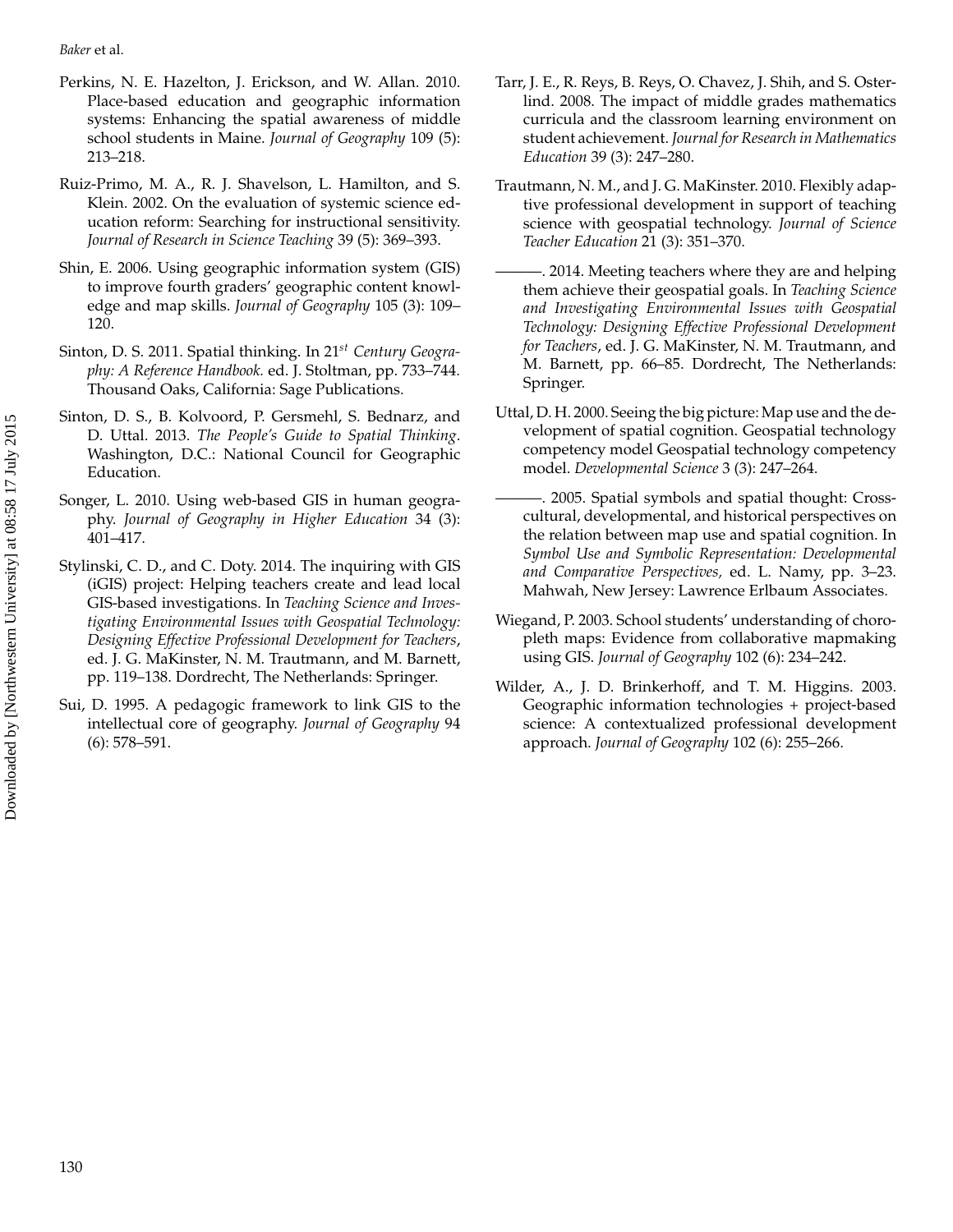Perkins, N. E. Hazelton, J. Erickson, and W. Allan. 2010. Place-based education and geographic information systems: Enhancing the spatial awareness of middle school students in Maine. *Journal of Geography* 109 (5): 213–218.

Ruiz-Primo, M. A., R. J. Shavelson, L. Hamilton, and S. Klein. 2002. On the evaluation of systemic science education reform: Searching for instructional sensitivity. *Journal of Research in Science Teaching* 39 (5): 369–393.

Shin, E. 2006. Using geographic information system (GIS) to improve fourth graders' geographic content knowledge and map skills. *Journal of Geography* 105 (3): 109–120.

Sinton, D. S. 2011. Spatial thinking. In *21st Century Geography: A Reference Handbook.* ed. J. Stoltman, pp. 733–744. Thousand Oaks, California: Sage Publications.

Sinton, D. S., B. Kolvoord, P. Gersmehl, S. Bednarz, and D. Uttal. 2013. *The People's Guide to Spatial Thinking*. Washington, D.C.: National Council for Geographic Education.

Songer, L. 2010. Using web-based GIS in human geography. *Journal of Geography in Higher Education* 34 (3): 401–417.

Stylinski, C. D., and C. Doty. 2014. The inquiring with GIS (iGIS) project: Helping teachers create and lead local GIS-based investigations. In *Teaching Science and Investigating Environmental Issues with Geospatial Technology: Designing Effective Professional Development for Teachers*, ed. J. G. MaKinster, N. M. Trautmann, and M. Barnett, pp. 119–138. Dordrecht, The Netherlands: Springer.

Sui, D. 1995. A pedagogic framework to link GIS to the intellectual core of geography. *Journal of Geography* 94 (6): 578–591.

Tarr, J. E., R. Reys, B. Reys, O. Chavez, J. Shih, and S. Osterlind. 2008. The impact of middle grades mathematics curricula and the classroom learning environment on student achievement. *Journal for Research in Mathematics Education* 39 (3): 247–280.

Trautmann, N. M., and J. G. MaKinster. 2010. Flexibly adaptive professional development in support of teaching science with geospatial technology. *Journal of Science Teacher Education* 21 (3): 351–370.

———. 2014. Meeting teachers where they are and helping them achieve their geospatial goals. In *Teaching Science and Investigating Environmental Issues with Geospatial Technology: Designing Effective Professional Development for Teachers*, ed. J. G. MaKinster, N. M. Trautmann, and M. Barnett, pp. 66–85. Dordrecht, The Netherlands: Springer.

Uttal, D. H. 2000. Seeing the big picture: Map use and the development of spatial cognition. Geospatial technology competency model Geospatial technology competency model. *Developmental Science* 3 (3): 247–264.

———. 2005. Spatial symbols and spatial thought: Cross-cultural, developmental, and historical perspectives on the relation between map use and spatial cognition. In *Symbol Use and Symbolic Representation: Developmental and Comparative Perspectives,* ed. L. Namy, pp. 3–23. Mahwah, New Jersey: Lawrence Erlbaum Associates.

Wiegand, P. 2003. School students' understanding of choropleth maps: Evidence from collaborative mapmaking using GIS. *Journal of Geography* 102 (6): 234–242.

Wilder, A., J. D. Brinkerhoff, and T. M. Higgins. 2003. Geographic information technologies + project-based science: A contextualized professional development approach. *Journal of Geography* 102 (6): 255–266.